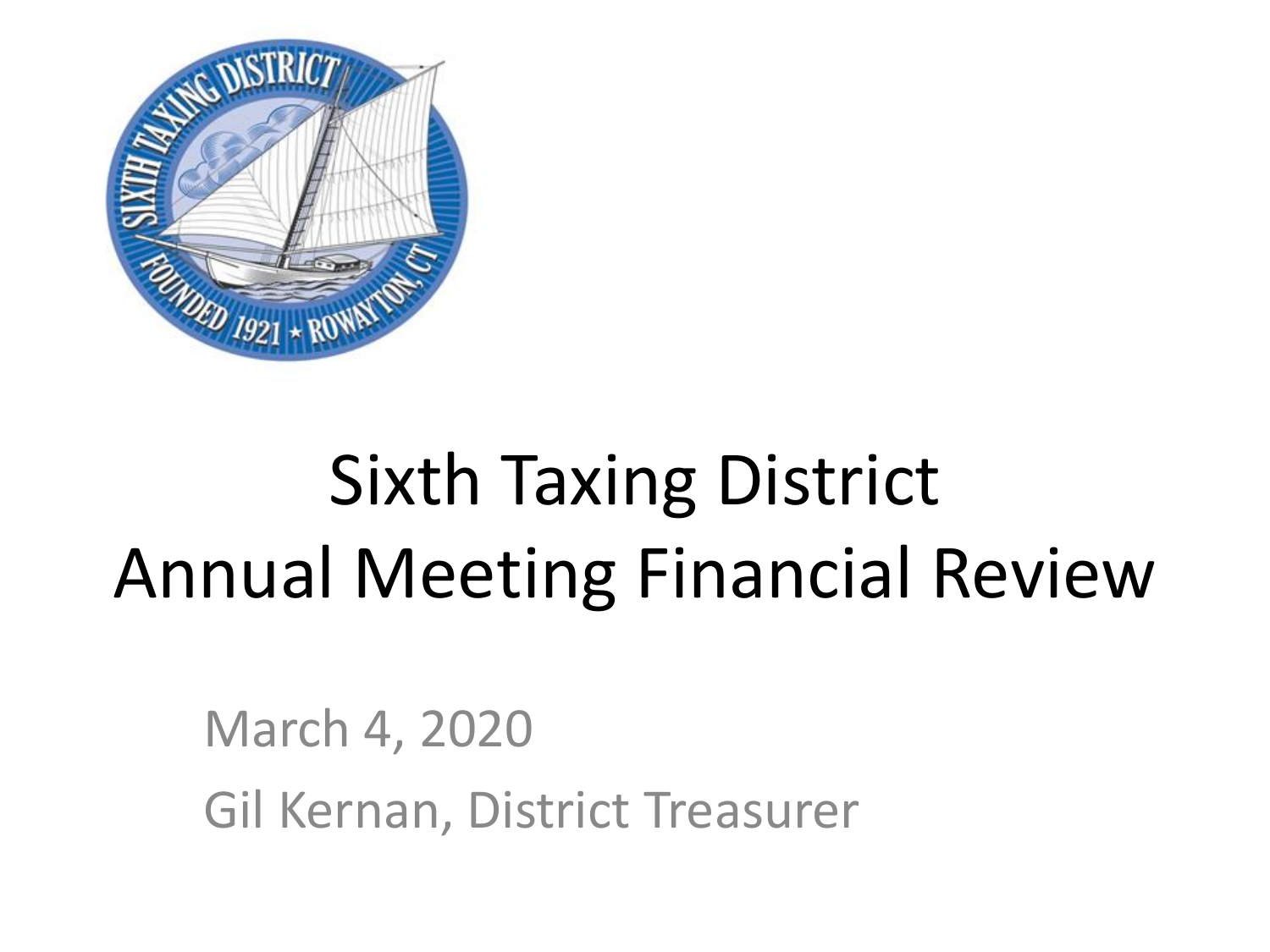# Sixth Taxing District
# Annual Meeting Financial Review

March 4, 2020

Gil Kernan, District Treasurer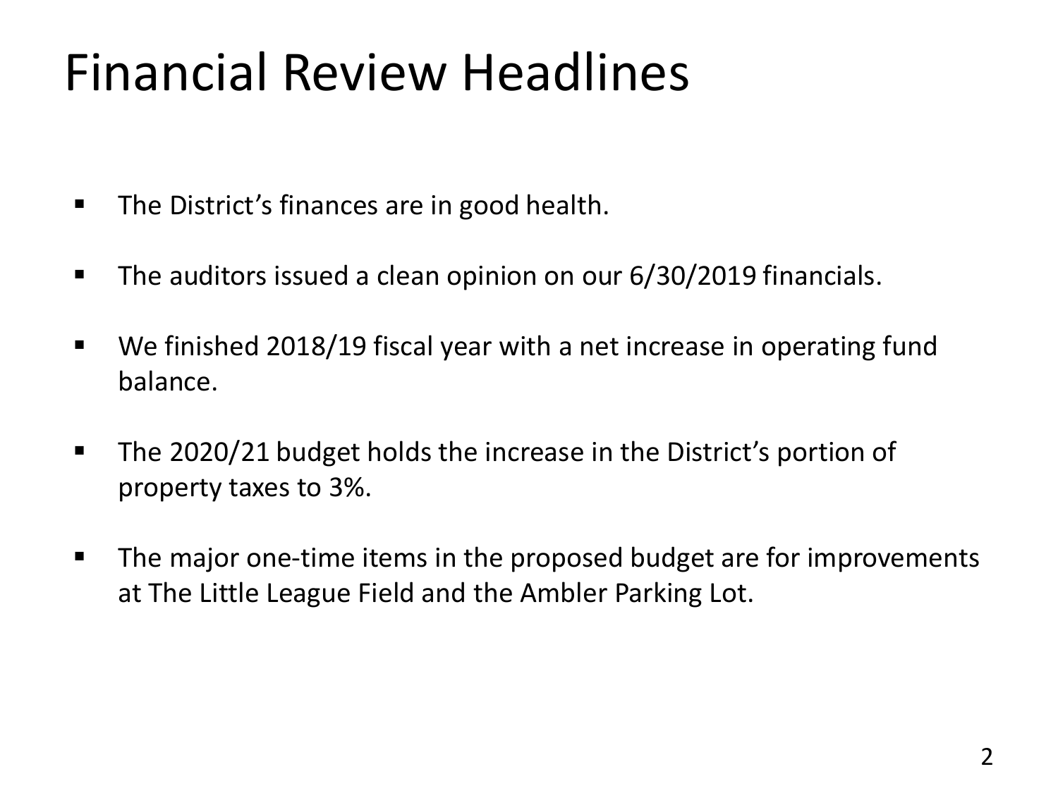# Financial Review Headlines

- The District's finances are in good health.
- The auditors issued a clean opinion on our 6/30/2019 financials.
- We finished 2018/19 fiscal year with a net increase in operating fund balance.
- The 2020/21 budget holds the increase in the District's portion of property taxes to 3%.
- The major one-time items in the proposed budget are for improvements at The Little League Field and the Ambler Parking Lot.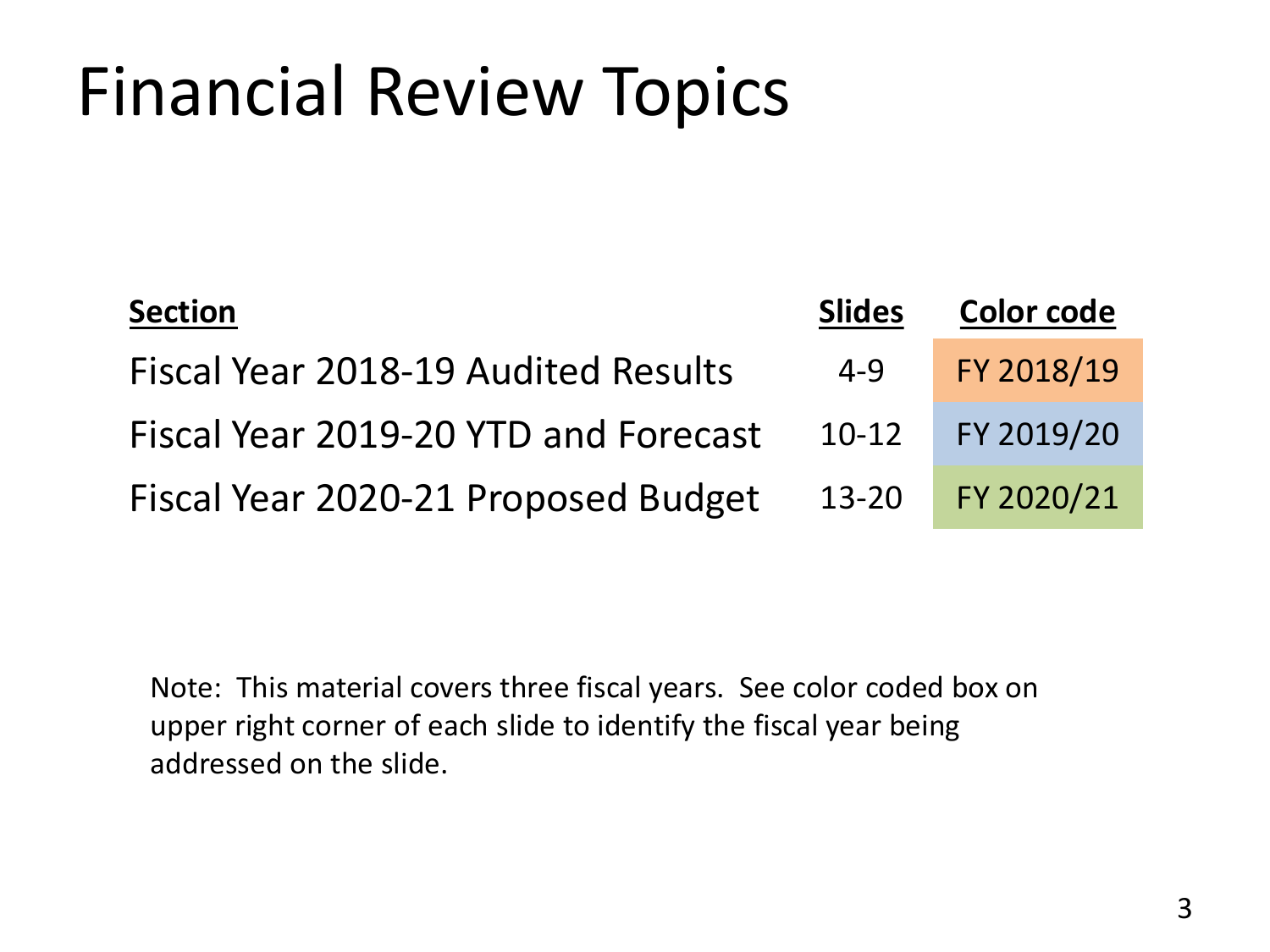# Financial Review Topics

| Section | Slides | Color code |
|---|---|---|
| Fiscal Year 2018-19 Audited Results | 4-9 | FY 2018/19 |
| Fiscal Year 2019-20 YTD and Forecast | 10-12 | FY 2019/20 |
| Fiscal Year 2020-21 Proposed Budget | 13-20 | FY 2020/21 |

Note: This material covers three fiscal years. See color coded box on upper right corner of each slide to identify the fiscal year being addressed on the slide.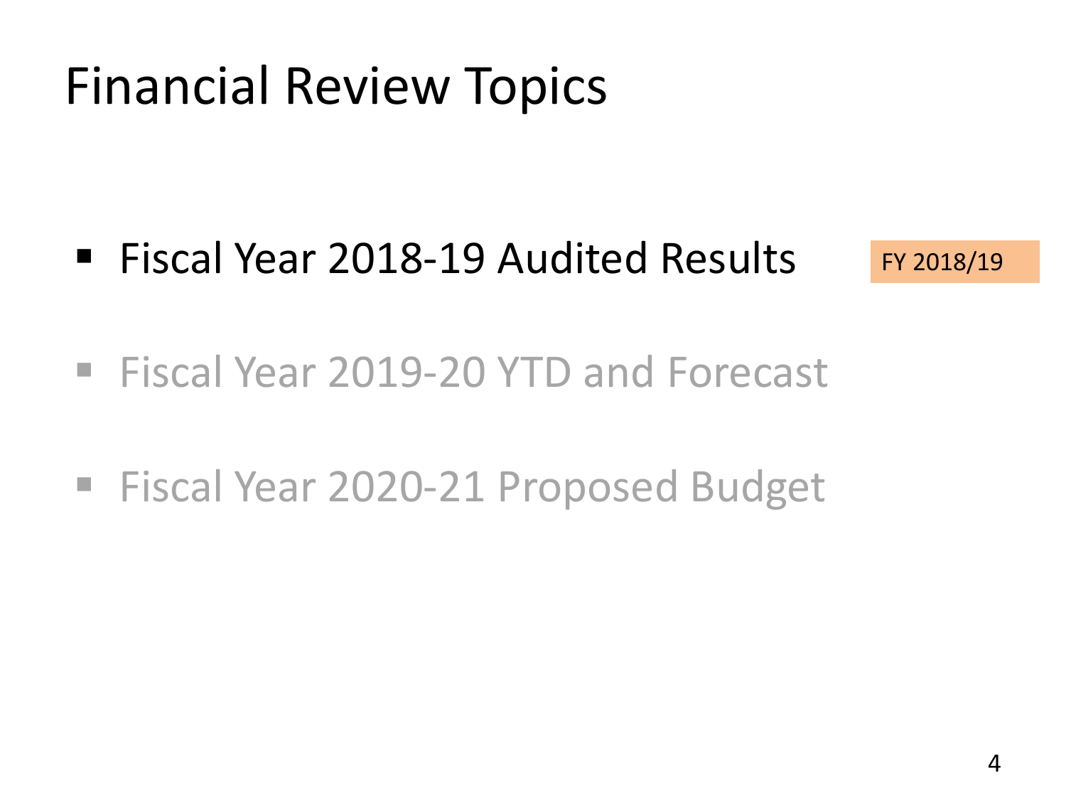# Financial Review Topics

- Fiscal Year 2018-19 Audited Results

FY 2018/19

- Fiscal Year 2019-20 YTD and Forecast
- Fiscal Year 2020-21 Proposed Budget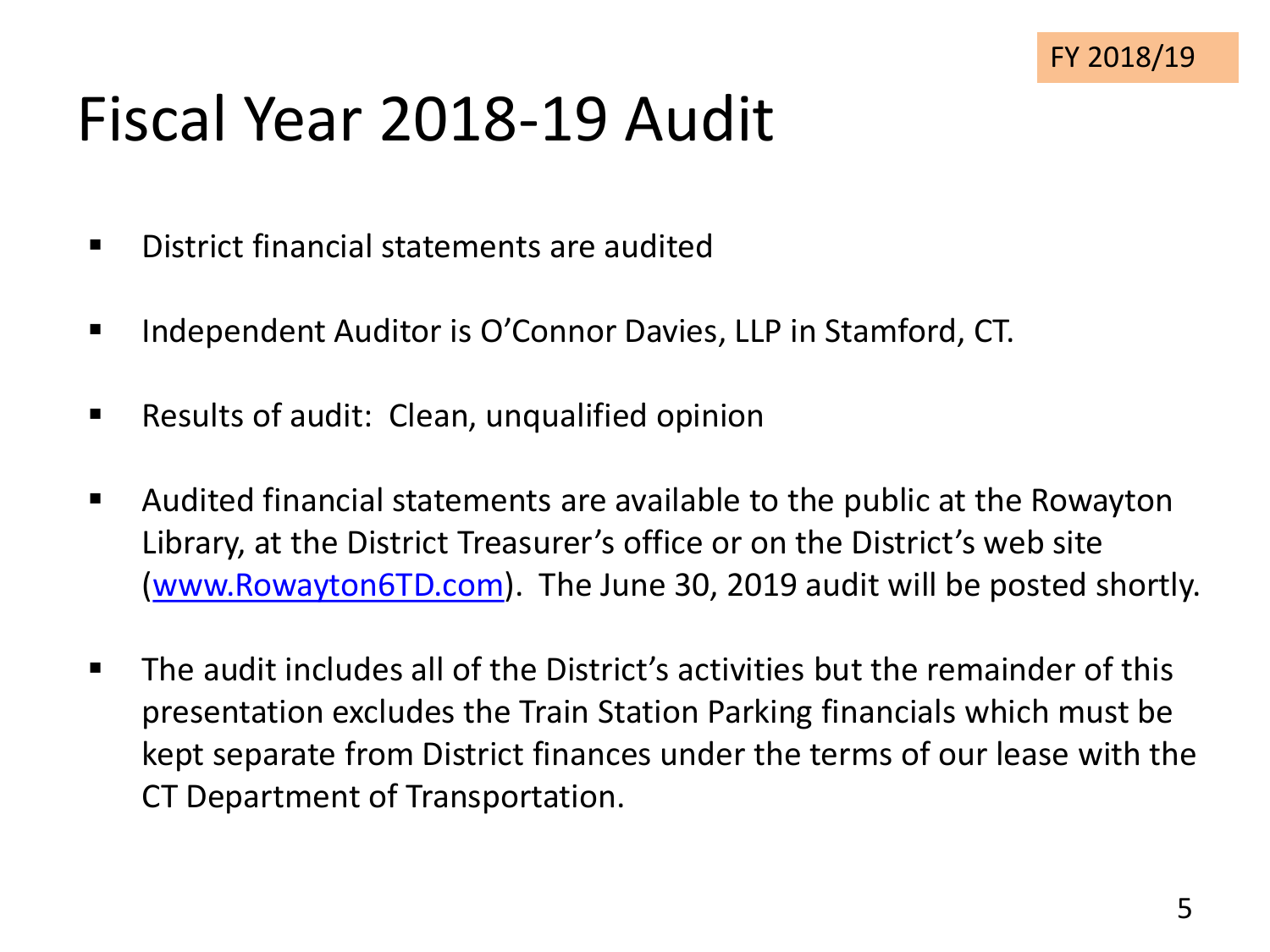FY 2018/19

# Fiscal Year 2018-19 Audit

- District financial statements are audited
- Independent Auditor is O'Connor Davies, LLP in Stamford, CT.
- Results of audit: Clean, unqualified opinion
- Audited financial statements are available to the public at the Rowayton Library, at the District Treasurer's office or on the District's web site (www.Rowayton6TD.com). The June 30, 2019 audit will be posted shortly.
- The audit includes all of the District's activities but the remainder of this presentation excludes the Train Station Parking financials which must be kept separate from District finances under the terms of our lease with the CT Department of Transportation.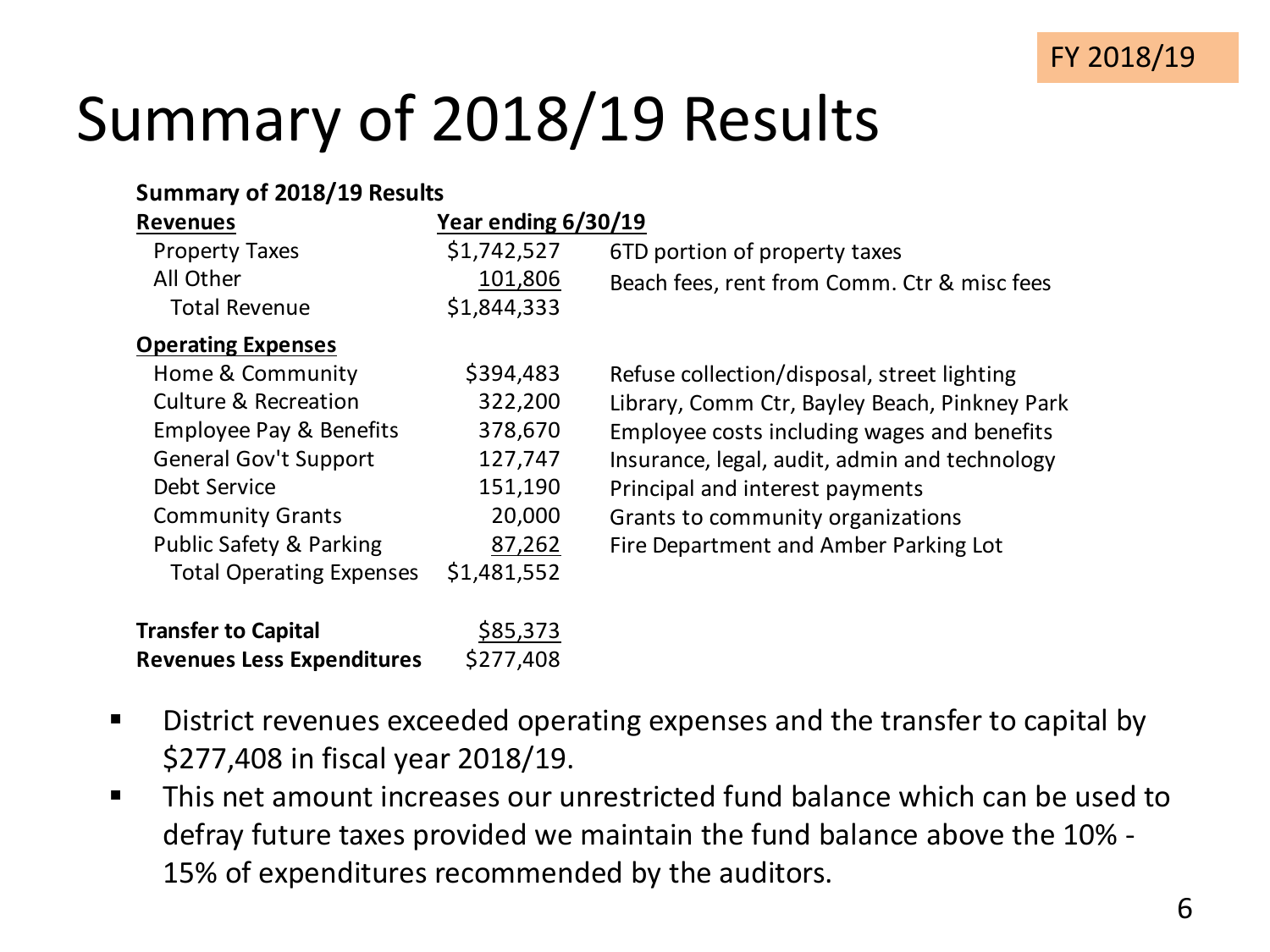FY 2018/19

# Summary of 2018/19 Results

**Summary of 2018/19 Results**

| **Revenues** | **Year ending 6/30/19** | |
|---|---|---|
| Property Taxes | $1,742,527 | 6TD portion of property taxes |
| All Other | 101,806 | Beach fees, rent from Comm. Ctr & misc fees |
| Total Revenue | $1,844,333 | |
| **Operating Expenses** | | |
| Home & Community | $394,483 | Refuse collection/disposal, street lighting |
| Culture & Recreation | 322,200 | Library, Comm Ctr, Bayley Beach, Pinkney Park |
| Employee Pay & Benefits | 378,670 | Employee costs including wages and benefits |
| General Gov't Support | 127,747 | Insurance, legal, audit, admin and technology |
| Debt Service | 151,190 | Principal and interest payments |
| Community Grants | 20,000 | Grants to community organizations |
| Public Safety & Parking | 87,262 | Fire Department and Amber Parking Lot |
| Total Operating Expenses | $1,481,552 | |
| **Transfer to Capital** | $85,373 | |
| **Revenues Less Expenditures** | $277,408 | |

- District revenues exceeded operating expenses and the transfer to capital by $277,408 in fiscal year 2018/19.
- This net amount increases our unrestricted fund balance which can be used to defray future taxes provided we maintain the fund balance above the 10% - 15% of expenditures recommended by the auditors.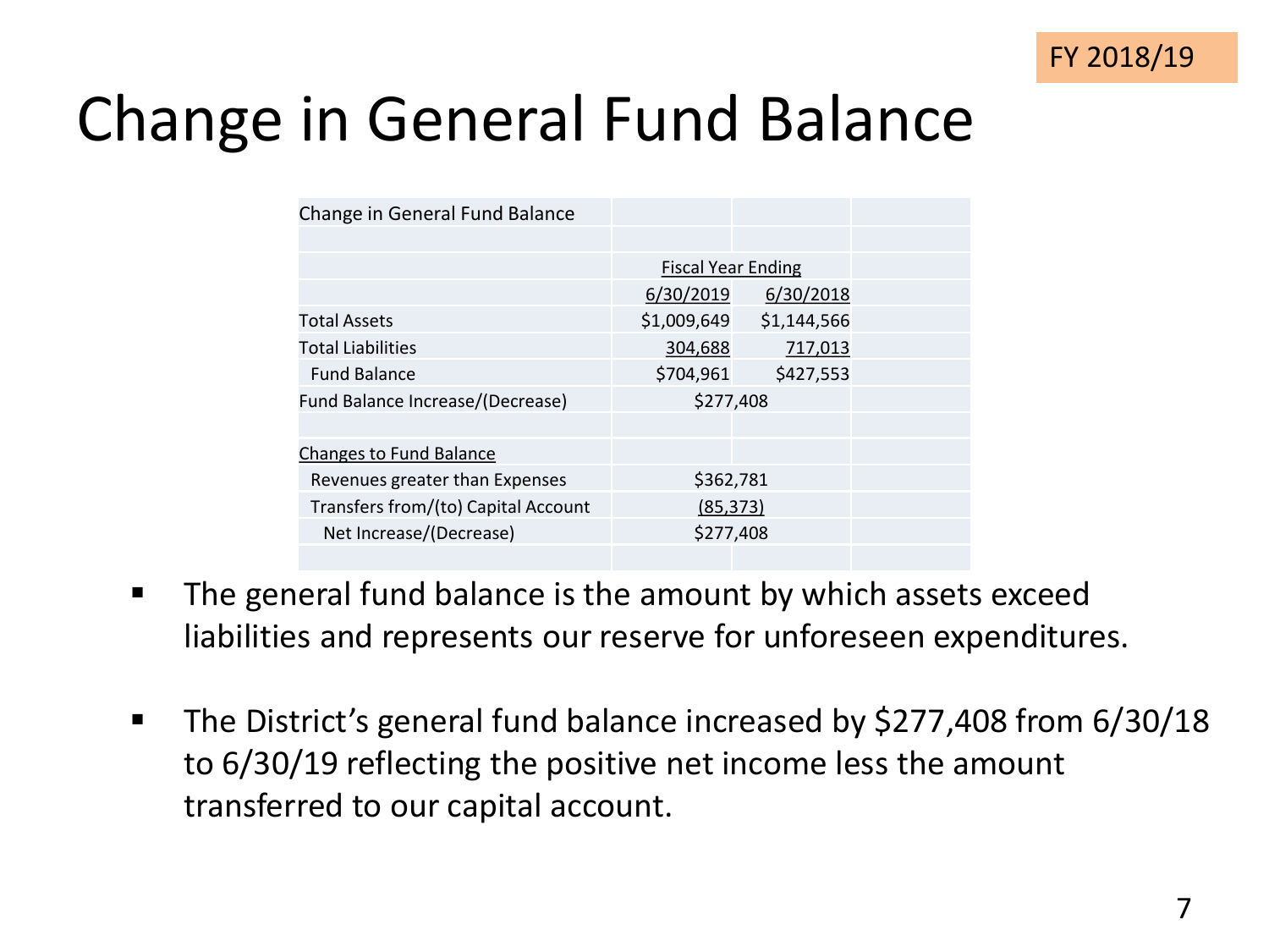FY 2018/19

# Change in General Fund Balance

| Change in General Fund Balance | | |
|---|---|---|
| | Fiscal Year Ending | |
| | 6/30/2019 | 6/30/2018 |
| Total Assets | $1,009,649 | $1,144,566 |
| Total Liabilities | 304,688 | 717,013 |
| Fund Balance | $704,961 | $427,553 |
| Fund Balance Increase/(Decrease) | $277,408 | |
| | | |
| Changes to Fund Balance | | |
| Revenues greater than Expenses | $362,781 | |
| Transfers from/(to) Capital Account | (85,373) | |
| Net Increase/(Decrease) | $277,408 | |

- The general fund balance is the amount by which assets exceed liabilities and represents our reserve for unforeseen expenditures.
- The District's general fund balance increased by $277,408 from 6/30/18 to 6/30/19 reflecting the positive net income less the amount transferred to our capital account.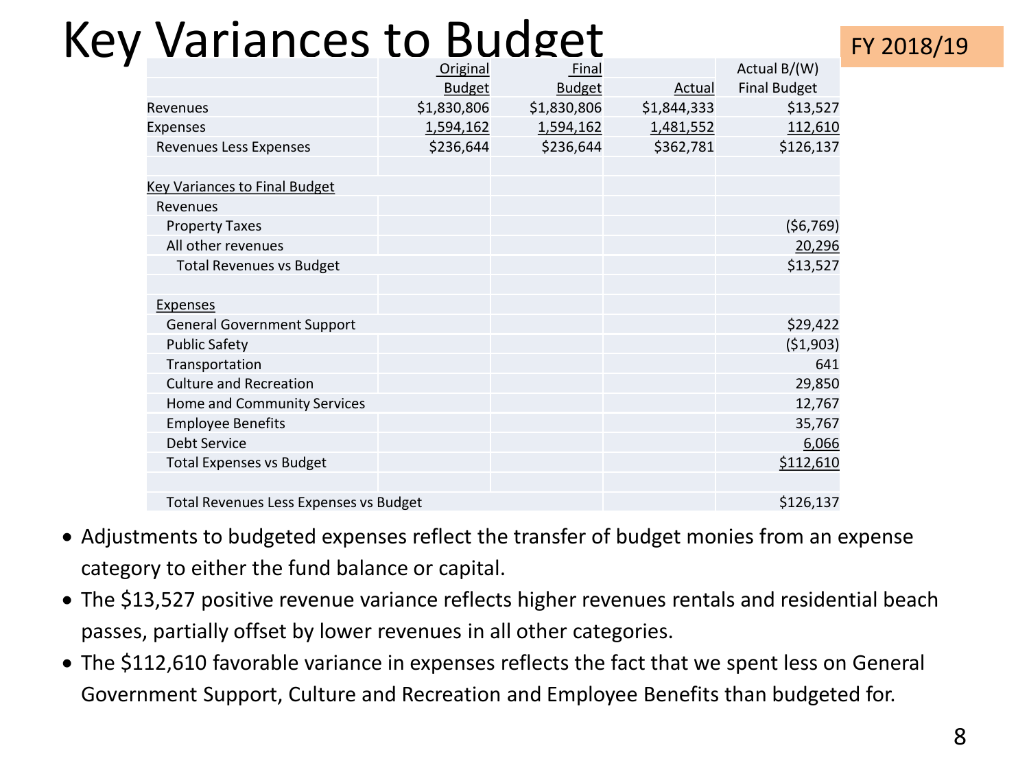# Key Variances to Budget

FY 2018/19

| | Original Budget | Final Budget | Actual | Actual B/(W) Final Budget |
|---|---|---|---|---|
| Revenues | $1,830,806 | $1,830,806 | $1,844,333 | $13,527 |
| Expenses | 1,594,162 | 1,594,162 | 1,481,552 | 112,610 |
| Revenues Less Expenses | $236,644 | $236,644 | $362,781 | $126,137 |
| | | | | |
| Key Variances to Final Budget | | | | |
| Revenues | | | | |
| Property Taxes | | | | ($6,769) |
| All other revenues | | | | 20,296 |
| Total Revenues vs Budget | | | | $13,527 |
| | | | | |
| Expenses | | | | |
| General Government Support | | | | $29,422 |
| Public Safety | | | | ($1,903) |
| Transportation | | | | 641 |
| Culture and Recreation | | | | 29,850 |
| Home and Community Services | | | | 12,767 |
| Employee Benefits | | | | 35,767 |
| Debt Service | | | | 6,066 |
| Total Expenses vs Budget | | | | $112,610 |
| | | | | |
| Total Revenues Less Expenses vs Budget | | | | $126,137 |

- Adjustments to budgeted expenses reflect the transfer of budget monies from an expense category to either the fund balance or capital.
- The $13,527 positive revenue variance reflects higher revenues rentals and residential beach passes, partially offset by lower revenues in all other categories.
- The $112,610 favorable variance in expenses reflects the fact that we spent less on General Government Support, Culture and Recreation and Employee Benefits than budgeted for.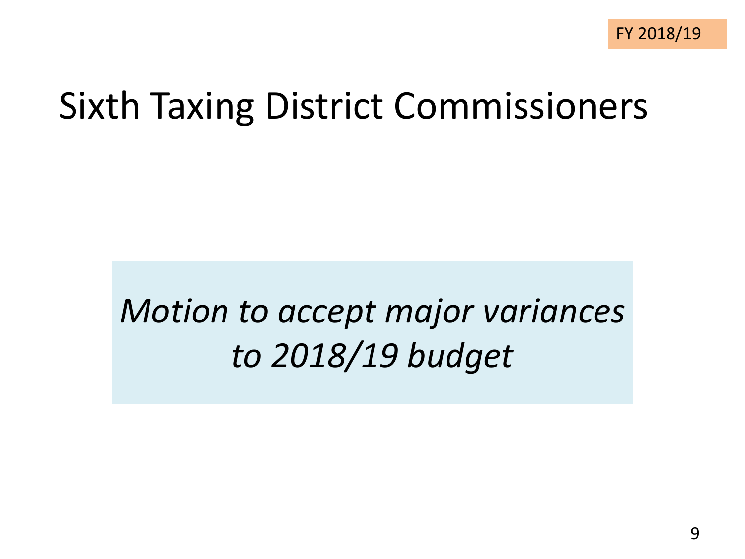FY 2018/19

# Sixth Taxing District Commissioners

*Motion to accept major variances to 2018/19 budget*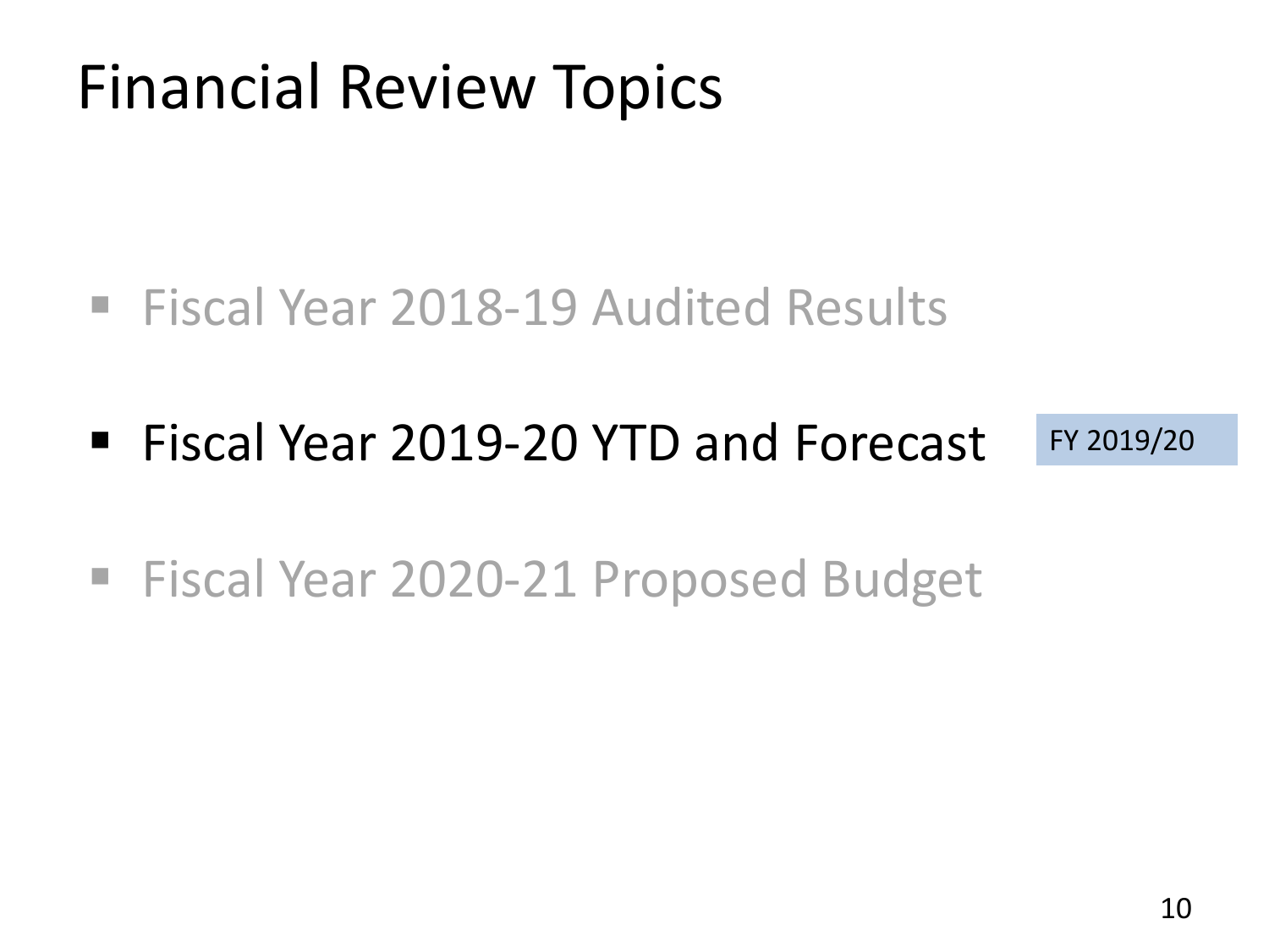# Financial Review Topics

- Fiscal Year 2018-19 Audited Results
- Fiscal Year 2019-20 YTD and Forecast FY 2019/20
- Fiscal Year 2020-21 Proposed Budget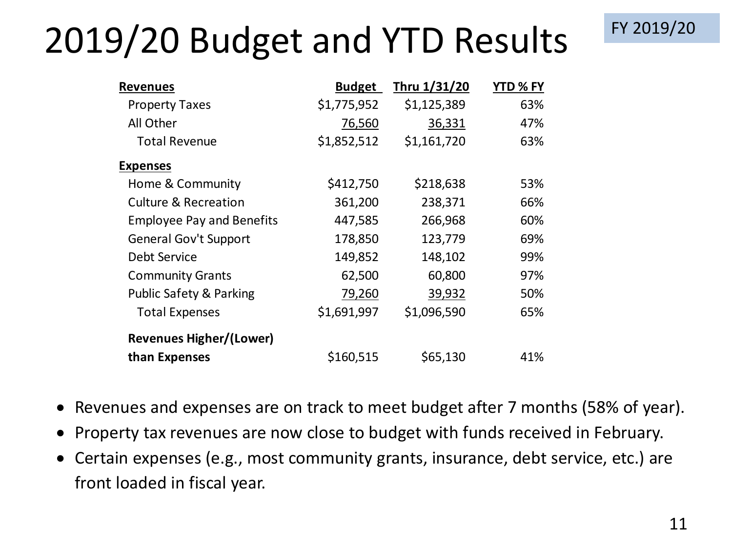# 2019/20 Budget and YTD Results

FY 2019/20

| Revenues | Budget | Thru 1/31/20 | YTD % FY |
|---|---|---|---|
| Property Taxes | $1,775,952 | $1,125,389 | 63% |
| All Other | 76,560 | 36,331 | 47% |
| Total Revenue | $1,852,512 | $1,161,720 | 63% |
| **Expenses** | | | |
| Home & Community | $412,750 | $218,638 | 53% |
| Culture & Recreation | 361,200 | 238,371 | 66% |
| Employee Pay and Benefits | 447,585 | 266,968 | 60% |
| General Gov't Support | 178,850 | 123,779 | 69% |
| Debt Service | 149,852 | 148,102 | 99% |
| Community Grants | 62,500 | 60,800 | 97% |
| Public Safety & Parking | 79,260 | 39,932 | 50% |
| Total Expenses | $1,691,997 | $1,096,590 | 65% |
| **Revenues Higher/(Lower) than Expenses** | $160,515 | $65,130 | 41% |

- Revenues and expenses are on track to meet budget after 7 months (58% of year).
- Property tax revenues are now close to budget with funds received in February.
- Certain expenses (e.g., most community grants, insurance, debt service, etc.) are front loaded in fiscal year.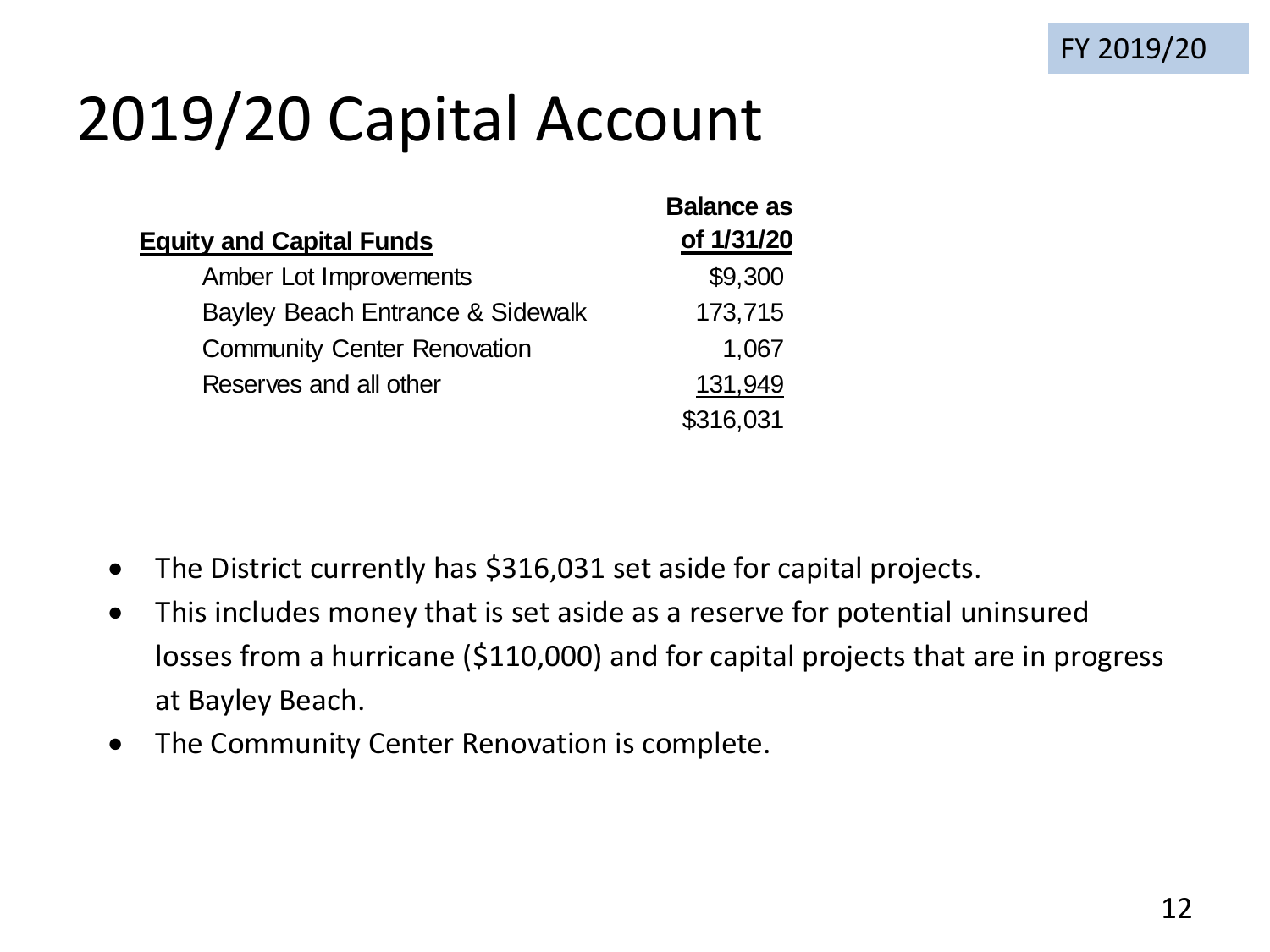FY 2019/20

# 2019/20 Capital Account

| Equity and Capital Funds | Balance as of 1/31/20 |
| --- | --- |
| Amber Lot Improvements | $9,300 |
| Bayley Beach Entrance & Sidewalk | 173,715 |
| Community Center Renovation | 1,067 |
| Reserves and all other | 131,949 |
| | $316,031 |

- The District currently has $316,031 set aside for capital projects.
- This includes money that is set aside as a reserve for potential uninsured losses from a hurricane ($110,000) and for capital projects that are in progress at Bayley Beach.
- The Community Center Renovation is complete.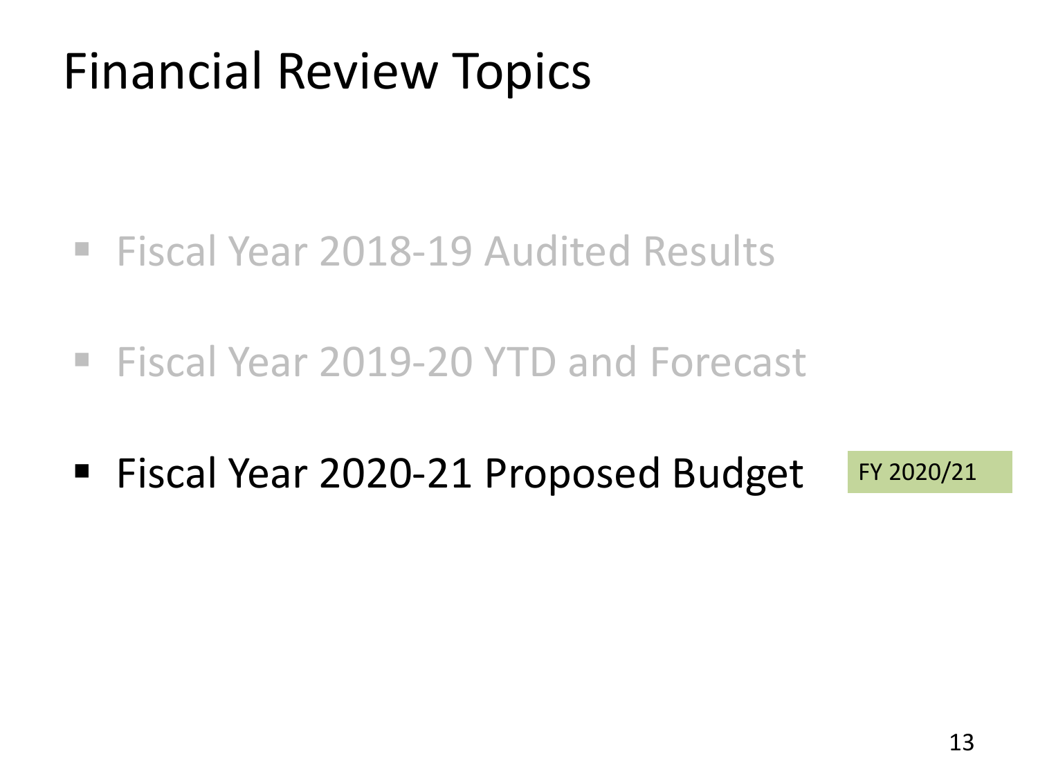# Financial Review Topics

- Fiscal Year 2018-19 Audited Results
- Fiscal Year 2019-20 YTD and Forecast
- Fiscal Year 2020-21 Proposed Budget

FY 2020/21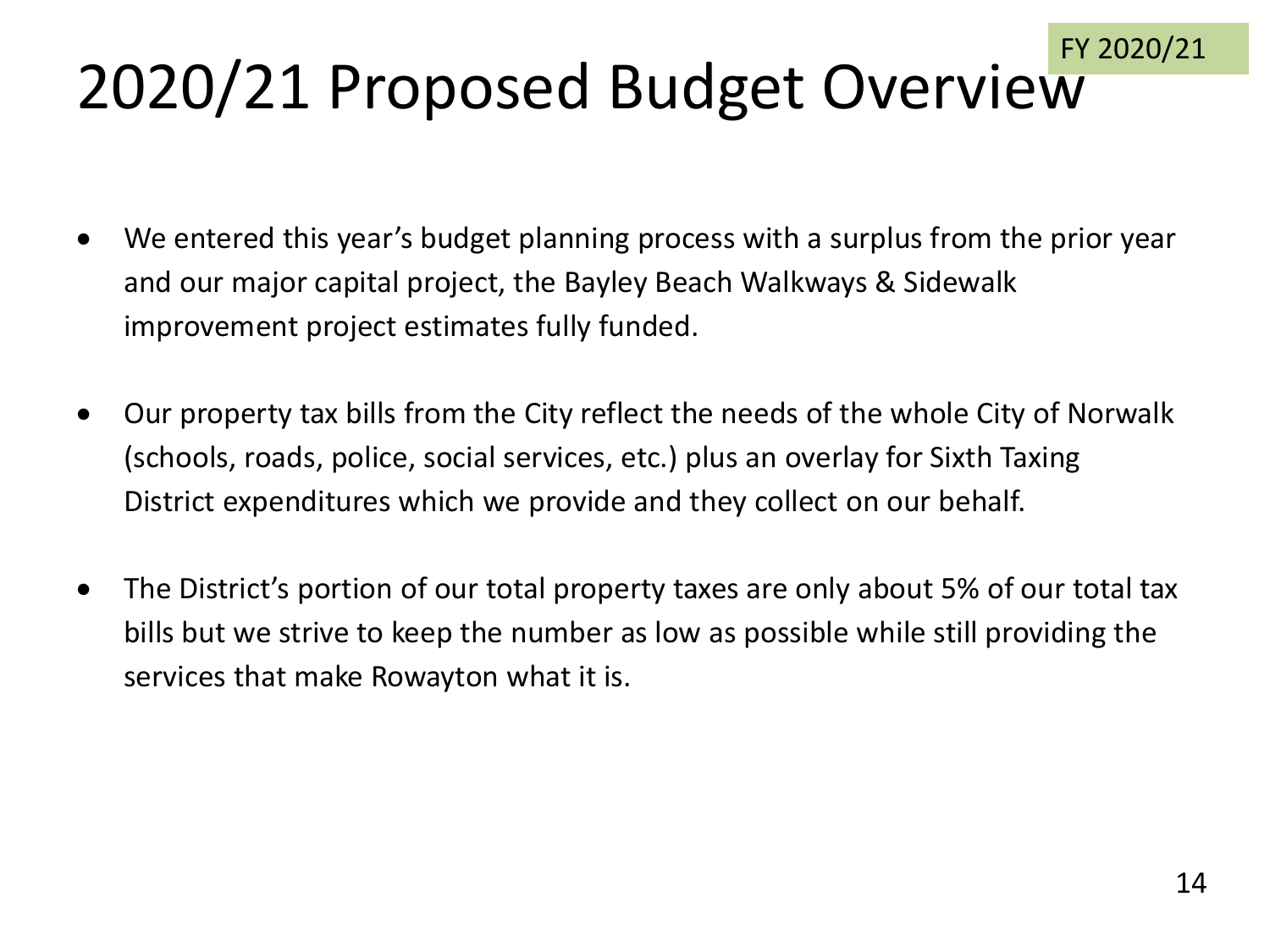FY 2020/21

# 2020/21 Proposed Budget Overview

- We entered this year's budget planning process with a surplus from the prior year and our major capital project, the Bayley Beach Walkways & Sidewalk improvement project estimates fully funded.
- Our property tax bills from the City reflect the needs of the whole City of Norwalk (schools, roads, police, social services, etc.) plus an overlay for Sixth Taxing District expenditures which we provide and they collect on our behalf.
- The District's portion of our total property taxes are only about 5% of our total tax bills but we strive to keep the number as low as possible while still providing the services that make Rowayton what it is.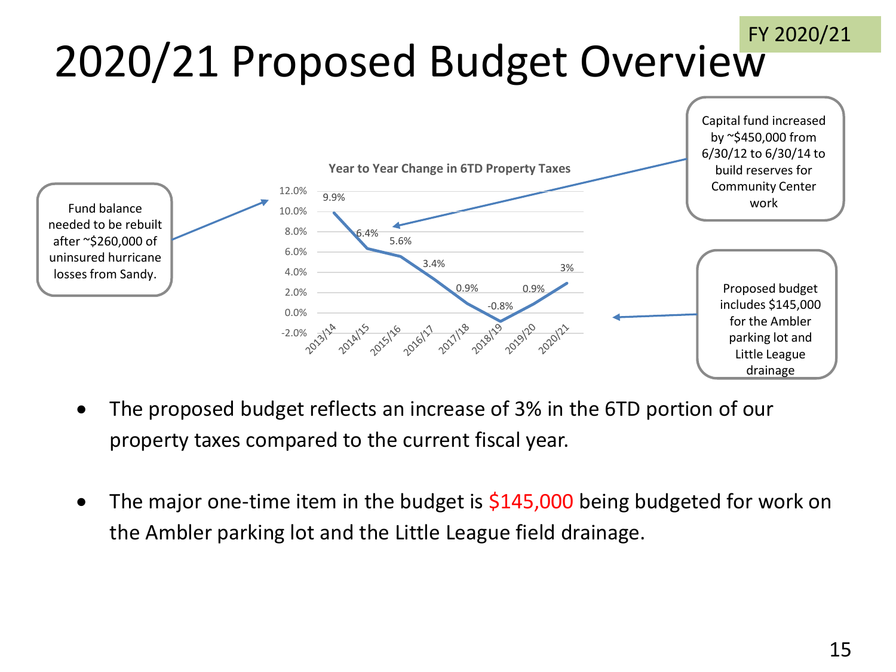FY 2020/21

# 2020/21 Proposed Budget Overview

**Year to Year Change in 6TD Property Taxes**

| Year | Change |
|---|---|
| 2013/14 | 9.9% |
| 2014/15 | 6.4% |
| 2015/16 | 5.6% |
| 2016/17 | 3.4% |
| 2017/18 | 0.9% |
| 2018/19 | -0.8% |
| 2019/20 | 0.9% |
| 2020/21 | 3% |

Fund balance needed to be rebuilt after ~$260,000 of uninsured hurricane losses from Sandy.

Capital fund increased by ~$450,000 from 6/30/12 to 6/30/14 to build reserves for Community Center work

Proposed budget includes $145,000 for the Ambler parking lot and Little League drainage

- The proposed budget reflects an increase of 3% in the 6TD portion of our property taxes compared to the current fiscal year.
- The major one-time item in the budget is $145,000 being budgeted for work on the Ambler parking lot and the Little League field drainage.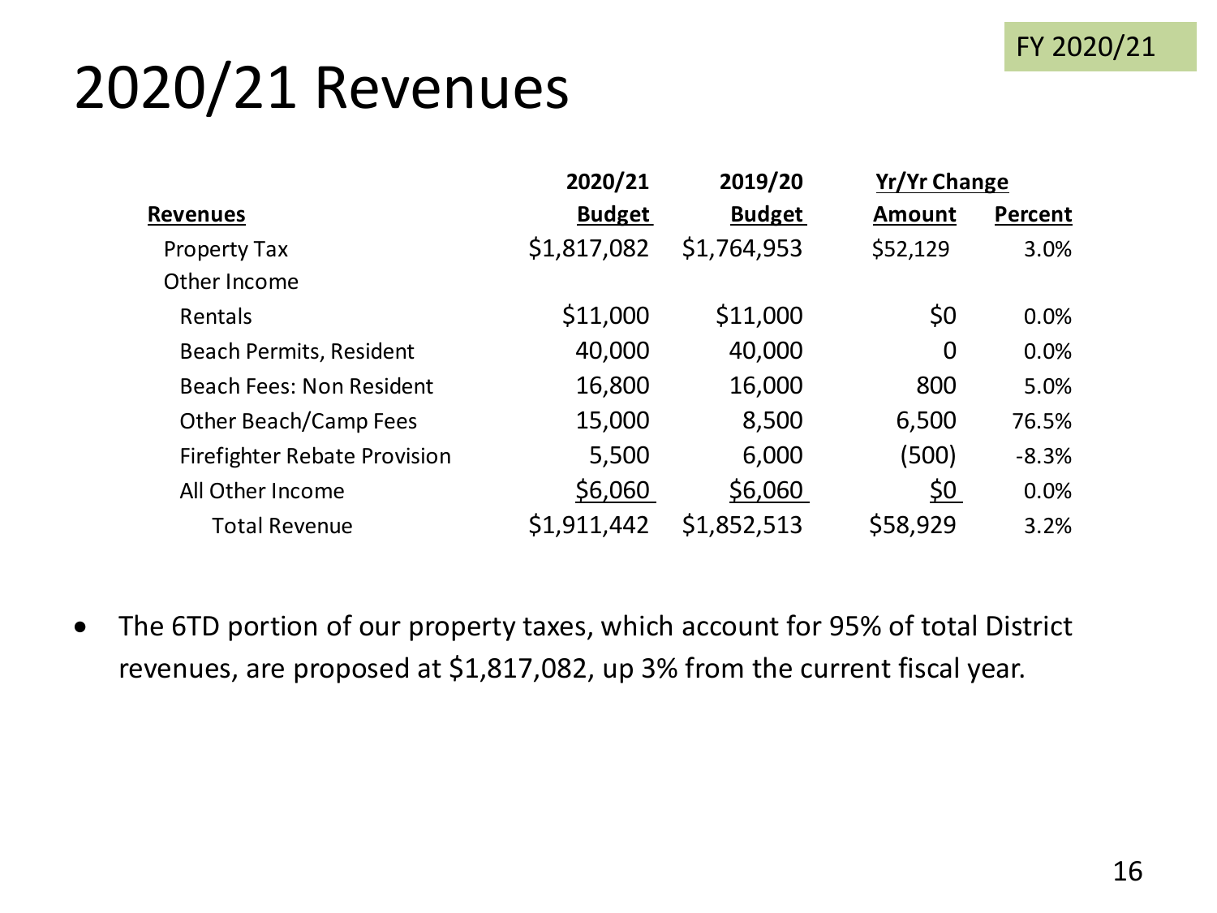FY 2020/21

# 2020/21 Revenues

| Revenues | 2020/21 Budget | 2019/20 Budget | Yr/Yr Change Amount | Yr/Yr Change Percent |
|---|---|---|---|---|
| Property Tax | $1,817,082 | $1,764,953 | $52,129 | 3.0% |
| Other Income | | | | |
| Rentals | $11,000 | $11,000 | $0 | 0.0% |
| Beach Permits, Resident | 40,000 | 40,000 | 0 | 0.0% |
| Beach Fees: Non Resident | 16,800 | 16,000 | 800 | 5.0% |
| Other Beach/Camp Fees | 15,000 | 8,500 | 6,500 | 76.5% |
| Firefighter Rebate Provision | 5,500 | 6,000 | (500) | -8.3% |
| All Other Income | $6,060 | $6,060 | $0 | 0.0% |
| Total Revenue | $1,911,442 | $1,852,513 | $58,929 | 3.2% |

- The 6TD portion of our property taxes, which account for 95% of total District revenues, are proposed at $1,817,082, up 3% from the current fiscal year.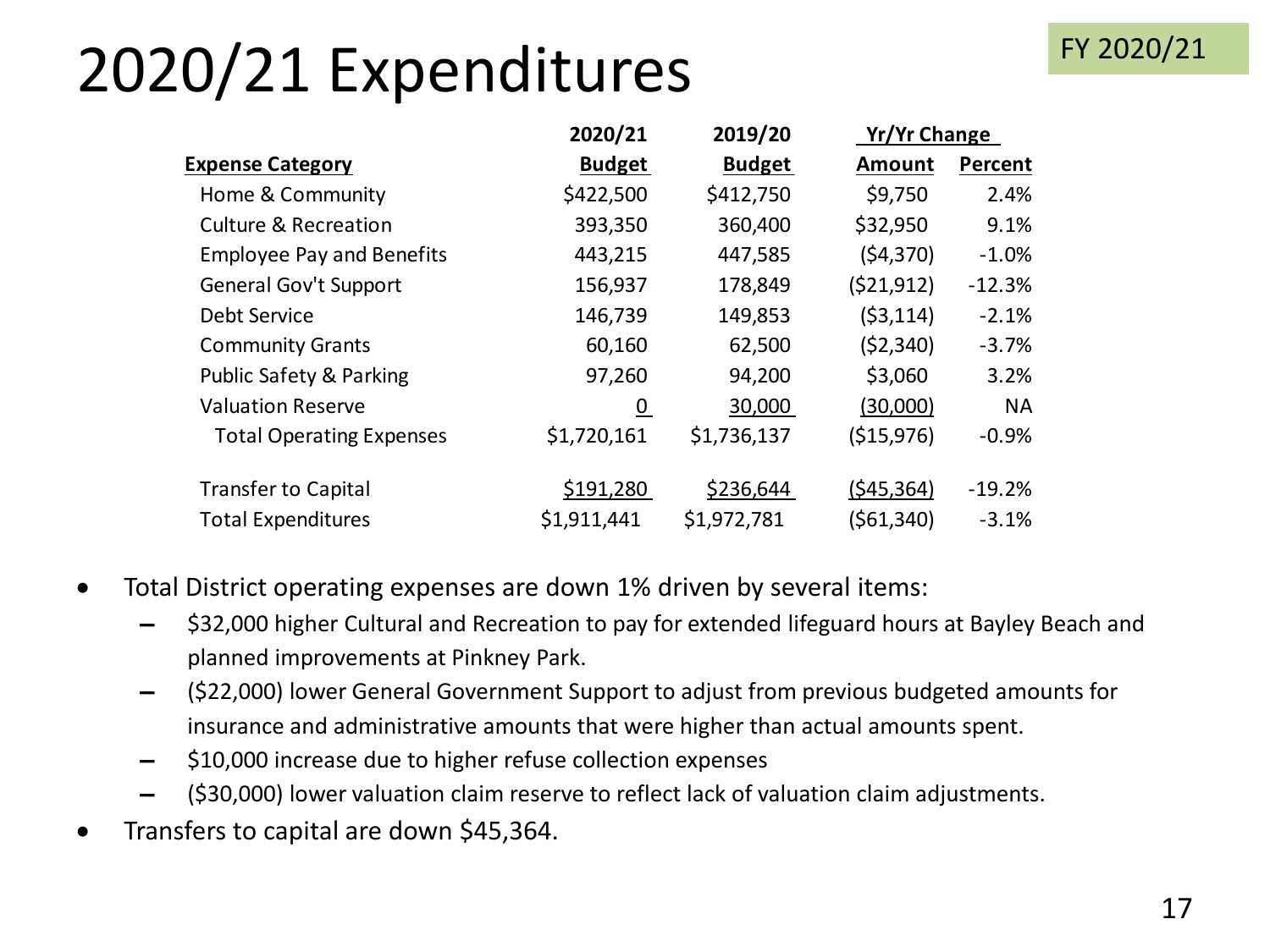# 2020/21 Expenditures

FY 2020/21

| Expense Category | 2020/21 Budget | 2019/20 Budget | Yr/Yr Change Amount | Yr/Yr Change Percent |
|---|---|---|---|---|
| Home & Community | $422,500 | $412,750 | $9,750 | 2.4% |
| Culture & Recreation | 393,350 | 360,400 | $32,950 | 9.1% |
| Employee Pay and Benefits | 443,215 | 447,585 | ($4,370) | -1.0% |
| General Gov't Support | 156,937 | 178,849 | ($21,912) | -12.3% |
| Debt Service | 146,739 | 149,853 | ($3,114) | -2.1% |
| Community Grants | 60,160 | 62,500 | ($2,340) | -3.7% |
| Public Safety & Parking | 97,260 | 94,200 | $3,060 | 3.2% |
| Valuation Reserve | 0 | 30,000 | (30,000) | NA |
| Total Operating Expenses | $1,720,161 | $1,736,137 | ($15,976) | -0.9% |
| Transfer to Capital | $191,280 | $236,644 | ($45,364) | -19.2% |
| Total Expenditures | $1,911,441 | $1,972,781 | ($61,340) | -3.1% |

- Total District operating expenses are down 1% driven by several items:
  - $32,000 higher Cultural and Recreation to pay for extended lifeguard hours at Bayley Beach and planned improvements at Pinkney Park.
  - ($22,000) lower General Government Support to adjust from previous budgeted amounts for insurance and administrative amounts that were higher than actual amounts spent.
  - $10,000 increase due to higher refuse collection expenses
  - ($30,000) lower valuation claim reserve to reflect lack of valuation claim adjustments.
- Transfers to capital are down $45,364.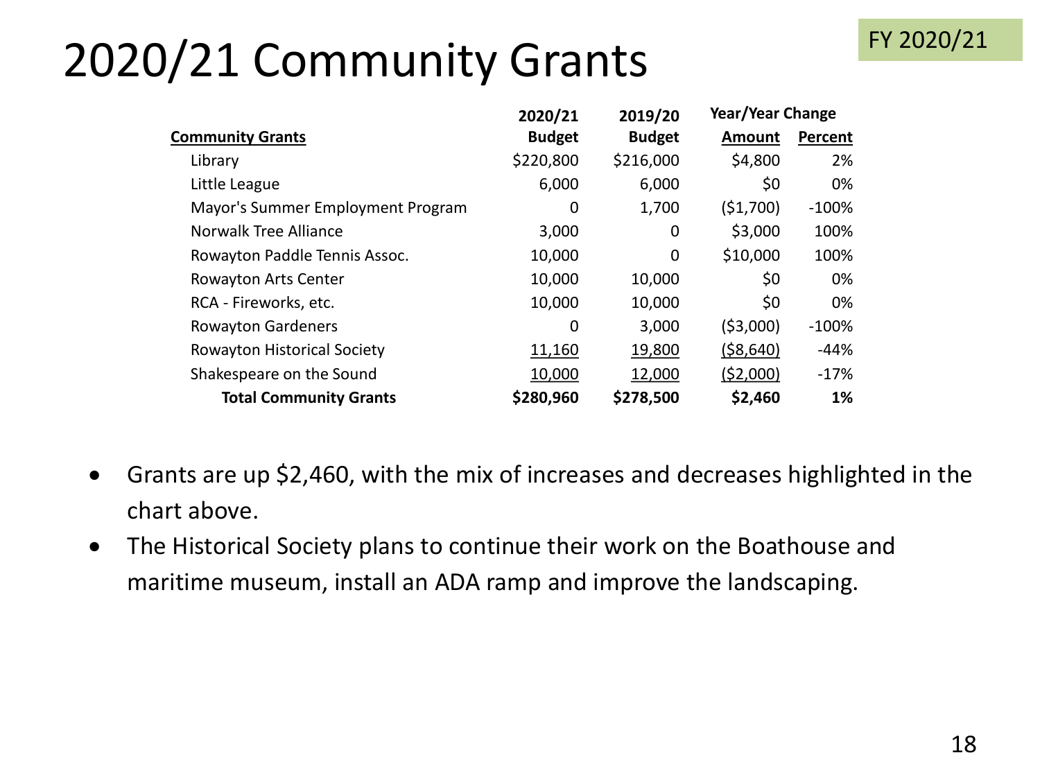# 2020/21 Community Grants

FY 2020/21

| Community Grants | 2020/21 Budget | 2019/20 Budget | Year/Year Change Amount | Year/Year Change Percent |
|---|---|---|---|---|
| Library | $220,800 | $216,000 | $4,800 | 2% |
| Little League | 6,000 | 6,000 | $0 | 0% |
| Mayor's Summer Employment Program | 0 | 1,700 | ($1,700) | -100% |
| Norwalk Tree Alliance | 3,000 | 0 | $3,000 | 100% |
| Rowayton Paddle Tennis Assoc. | 10,000 | 0 | $10,000 | 100% |
| Rowayton Arts Center | 10,000 | 10,000 | $0 | 0% |
| RCA - Fireworks, etc. | 10,000 | 10,000 | $0 | 0% |
| Rowayton Gardeners | 0 | 3,000 | ($3,000) | -100% |
| Rowayton Historical Society | 11,160 | 19,800 | ($8,640) | -44% |
| Shakespeare on the Sound | 10,000 | 12,000 | ($2,000) | -17% |
| **Total Community Grants** | **$280,960** | **$278,500** | **$2,460** | **1%** |

- Grants are up $2,460, with the mix of increases and decreases highlighted in the chart above.
- The Historical Society plans to continue their work on the Boathouse and maritime museum, install an ADA ramp and improve the landscaping.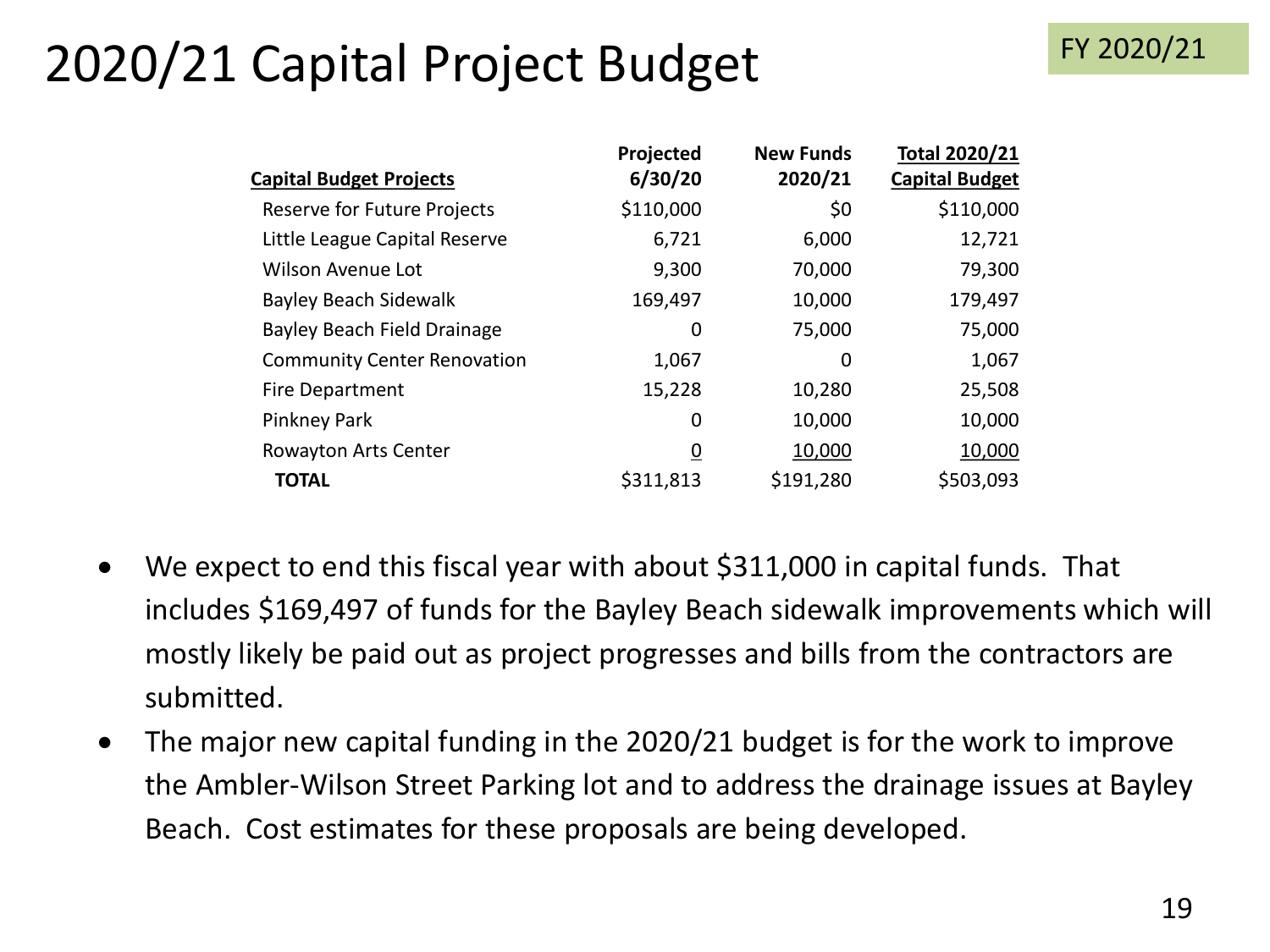# 2020/21 Capital Project Budget

FY 2020/21

| Capital Budget Projects | Projected 6/30/20 | New Funds 2020/21 | Total 2020/21 Capital Budget |
|---|---|---|---|
| Reserve for Future Projects | $110,000 | $0 | $110,000 |
| Little League Capital Reserve | 6,721 | 6,000 | 12,721 |
| Wilson Avenue Lot | 9,300 | 70,000 | 79,300 |
| Bayley Beach Sidewalk | 169,497 | 10,000 | 179,497 |
| Bayley Beach Field Drainage | 0 | 75,000 | 75,000 |
| Community Center Renovation | 1,067 | 0 | 1,067 |
| Fire Department | 15,228 | 10,280 | 25,508 |
| Pinkney Park | 0 | 10,000 | 10,000 |
| Rowayton Arts Center | 0 | 10,000 | 10,000 |
| **TOTAL** | $311,813 | $191,280 | $503,093 |

- We expect to end this fiscal year with about $311,000 in capital funds. That includes $169,497 of funds for the Bayley Beach sidewalk improvements which will mostly likely be paid out as project progresses and bills from the contractors are submitted.
- The major new capital funding in the 2020/21 budget is for the work to improve the Ambler-Wilson Street Parking lot and to address the drainage issues at Bayley Beach. Cost estimates for these proposals are being developed.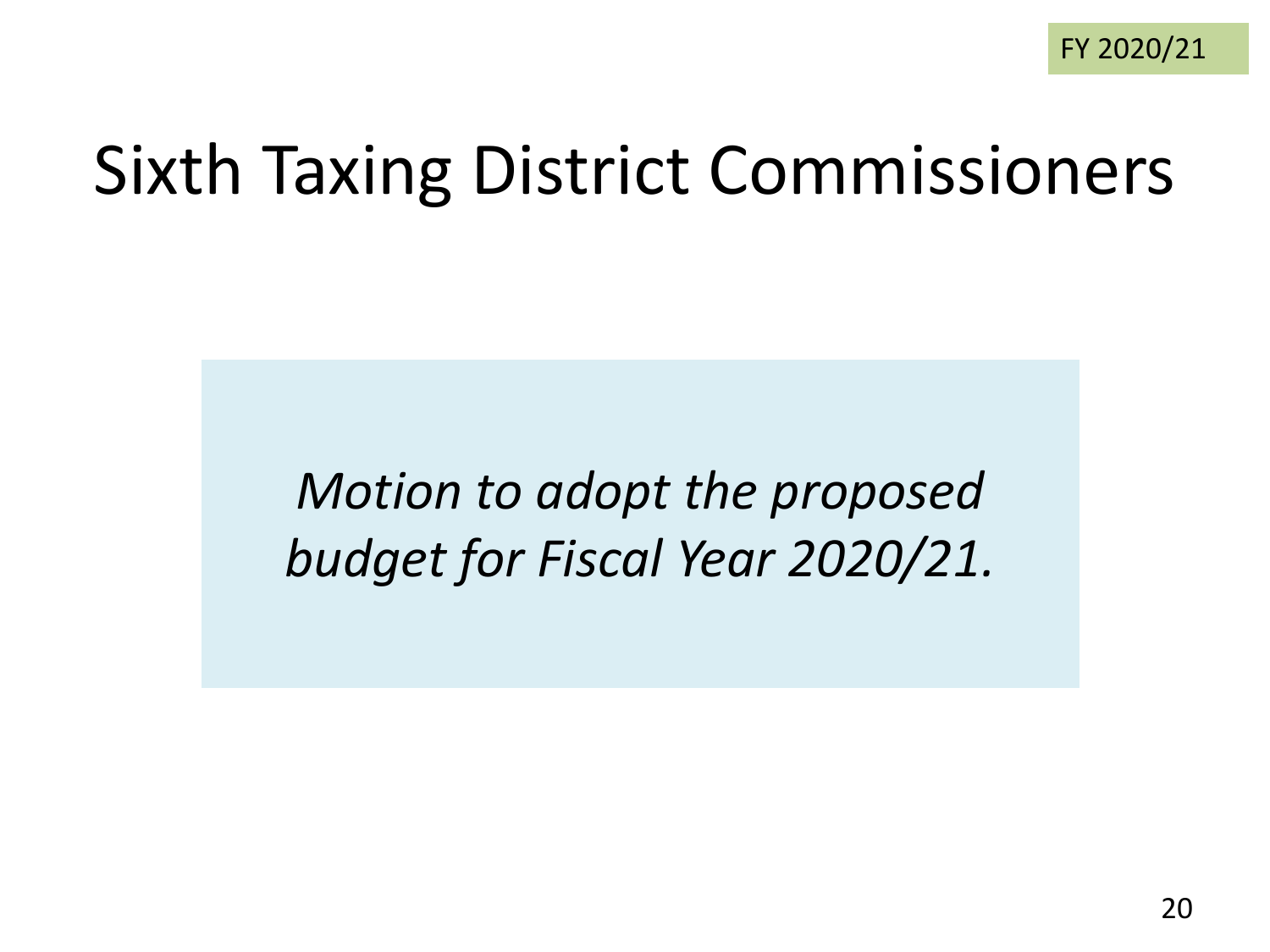FY 2020/21

# Sixth Taxing District Commissioners

*Motion to adopt the proposed budget for Fiscal Year 2020/21.*